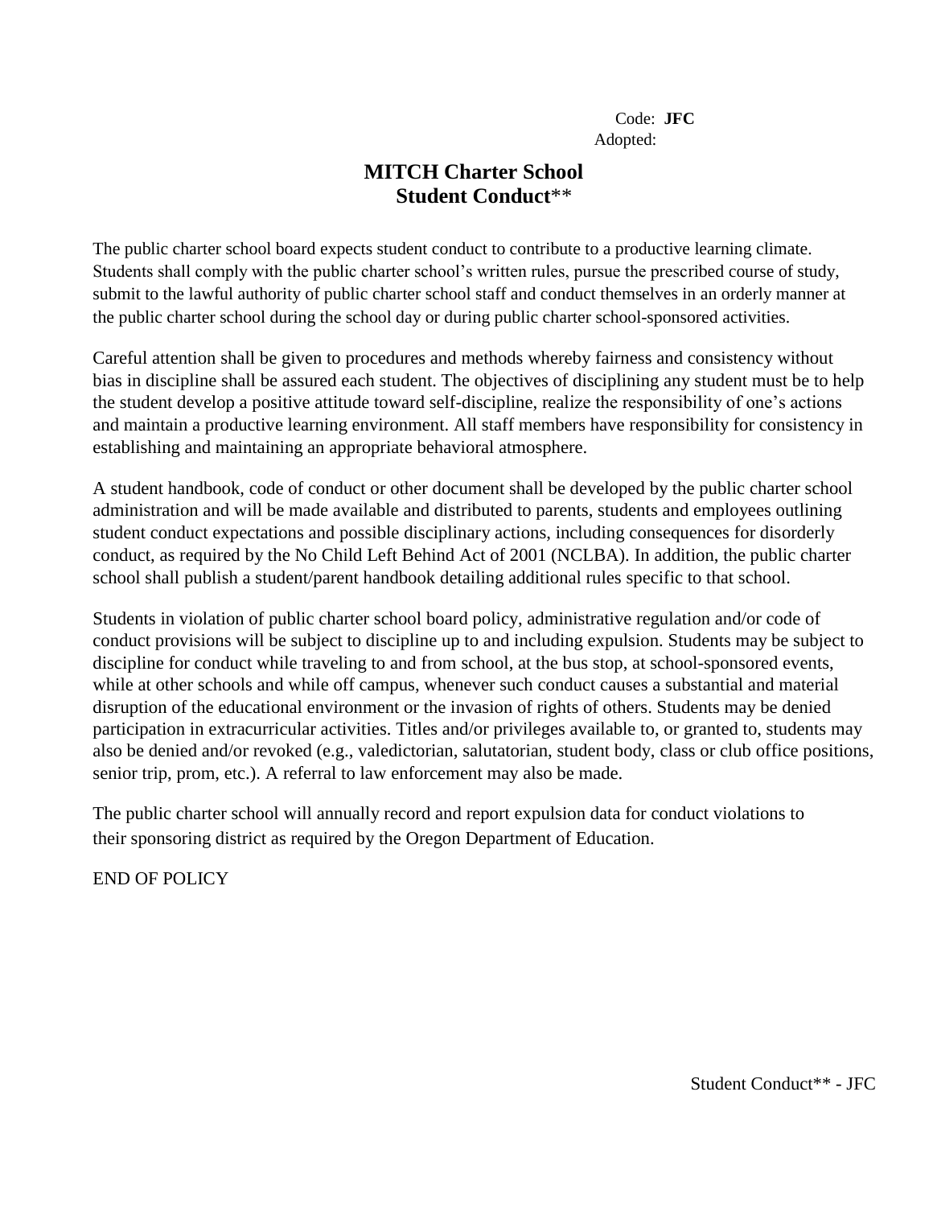Code: **JFC**
Adopted:

# MITCH Charter School
## Student Conduct**

The public charter school board expects student conduct to contribute to a productive learning climate. Students shall comply with the public charter school's written rules, pursue the prescribed course of study, submit to the lawful authority of public charter school staff and conduct themselves in an orderly manner at the public charter school during the school day or during public charter school-sponsored activities.

Careful attention shall be given to procedures and methods whereby fairness and consistency without bias in discipline shall be assured each student. The objectives of disciplining any student must be to help the student develop a positive attitude toward self-discipline, realize the responsibility of one's actions and maintain a productive learning environment. All staff members have responsibility for consistency in establishing and maintaining an appropriate behavioral atmosphere.

A student handbook, code of conduct or other document shall be developed by the public charter school administration and will be made available and distributed to parents, students and employees outlining student conduct expectations and possible disciplinary actions, including consequences for disorderly conduct, as required by the No Child Left Behind Act of 2001 (NCLBA). In addition, the public charter school shall publish a student/parent handbook detailing additional rules specific to that school.

Students in violation of public charter school board policy, administrative regulation and/or code of conduct provisions will be subject to discipline up to and including expulsion. Students may be subject to discipline for conduct while traveling to and from school, at the bus stop, at school-sponsored events, while at other schools and while off campus, whenever such conduct causes a substantial and material disruption of the educational environment or the invasion of rights of others. Students may be denied participation in extracurricular activities. Titles and/or privileges available to, or granted to, students may also be denied and/or revoked (e.g., valedictorian, salutatorian, student body, class or club office positions, senior trip, prom, etc.). A referral to law enforcement may also be made.

The public charter school will annually record and report expulsion data for conduct violations to their sponsoring district as required by the Oregon Department of Education.

END OF POLICY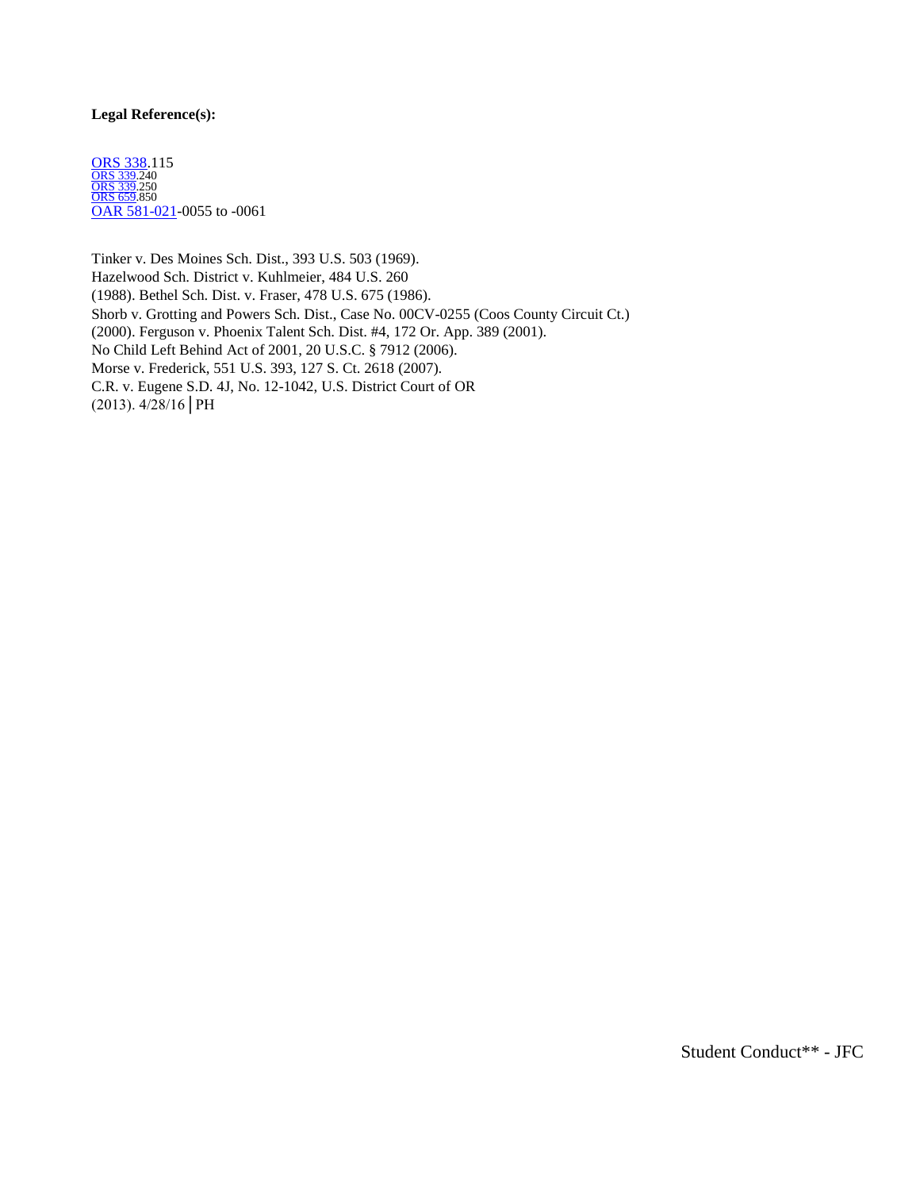**Legal Reference(s):**

ORS 338.115
ORS 339.240
ORS 339.250
ORS 659.850
OAR 581-021-0055 to -0061

Tinker v. Des Moines Sch. Dist., 393 U.S. 503 (1969).
Hazelwood Sch. District v. Kuhlmeier, 484 U.S. 260 (1988). Bethel Sch. Dist. v. Fraser, 478 U.S. 675 (1986).
Shorb v. Grotting and Powers Sch. Dist., Case No. 00CV-0255 (Coos County Circuit Ct.) (2000). Ferguson v. Phoenix Talent Sch. Dist. #4, 172 Or. App. 389 (2001).
No Child Left Behind Act of 2001, 20 U.S.C. § 7912 (2006).
Morse v. Frederick, 551 U.S. 393, 127 S. Ct. 2618 (2007).
C.R. v. Eugene S.D. 4J, No. 12-1042, U.S. District Court of OR (2013). 4/28/16│PH